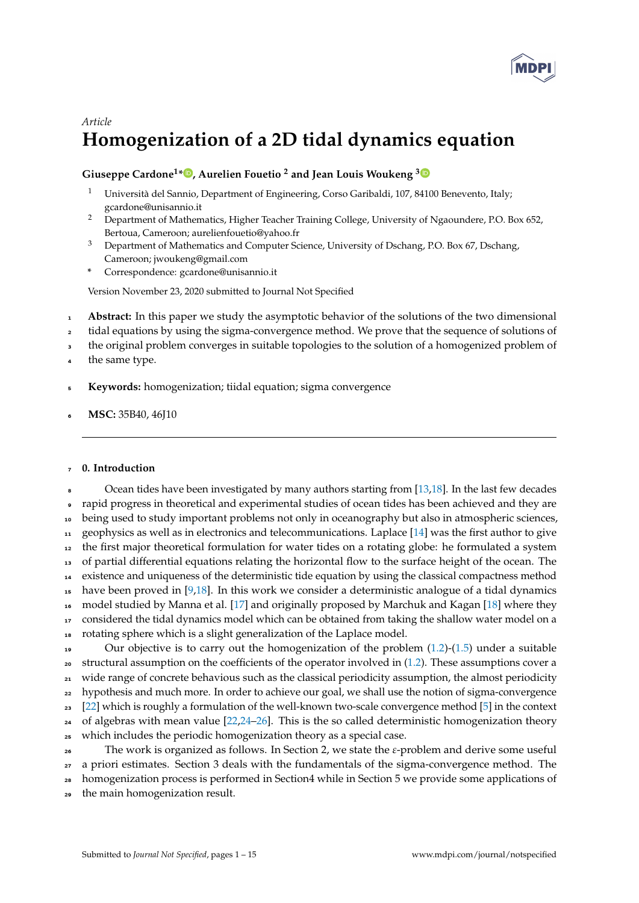*Article*

# Homogenization of a 2D tidal dynamics equation

**Giuseppe Cardone[1]*, Aurelien Fouetio [2] and Jean Louis Woukeng [3]**

[1] Università del Sannio, Department of Engineering, Corso Garibaldi, 107, 84100 Benevento, Italy; gcardone@unisannio.it

[2] Department of Mathematics, Higher Teacher Training College, University of Ngaoundere, P.O. Box 652, Bertoua, Cameroon; aurelienfouetio@yahoo.fr

[3] Department of Mathematics and Computer Science, University of Dschang, P.O. Box 67, Dschang, Cameroon; jwoukeng@gmail.com

\* Correspondence: gcardone@unisannio.it

Version November 23, 2020 submitted to Journal Not Specified

**Abstract:** In this paper we study the asymptotic behavior of the solutions of the two dimensional tidal equations by using the sigma-convergence method. We prove that the sequence of solutions of the original problem converges in suitable topologies to the solution of a homogenized problem of the same type.

**Keywords:** homogenization; tiidal equation; sigma convergence

**MSC:** 35B40, 46J10

## 0. Introduction

Ocean tides have been investigated by many authors starting from [13,18]. In the last few decades rapid progress in theoretical and experimental studies of ocean tides has been achieved and they are being used to study important problems not only in oceanography but also in atmospheric sciences, geophysics as well as in electronics and telecommunications. Laplace [14] was the first author to give the first major theoretical formulation for water tides on a rotating globe: he formulated a system of partial differential equations relating the horizontal flow to the surface height of the ocean. The existence and uniqueness of the deterministic tide equation by using the classical compactness method have been proved in [9,18]. In this work we consider a deterministic analogue of a tidal dynamics model studied by Manna et al. [17] and originally proposed by Marchuk and Kagan [18] where they considered the tidal dynamics model which can be obtained from taking the shallow water model on a rotating sphere which is a slight generalization of the Laplace model.

Our objective is to carry out the homogenization of the problem (1.2)-(1.5) under a suitable structural assumption on the coefficients of the operator involved in (1.2). These assumptions cover a wide range of concrete behavious such as the classical periodicity assumption, the almost periodicity hypothesis and much more. In order to achieve our goal, we shall use the notion of sigma-convergence [22] which is roughly a formulation of the well-known two-scale convergence method [5] in the context of algebras with mean value [22,24–26]. This is the so called deterministic homogenization theory which includes the periodic homogenization theory as a special case.

The work is organized as follows. In Section 2, we state the $\varepsilon$-problem and derive some useful a priori estimates. Section 3 deals with the fundamentals of the sigma-convergence method. The homogenization process is performed in Section4 while in Section 5 we provide some applications of the main homogenization result.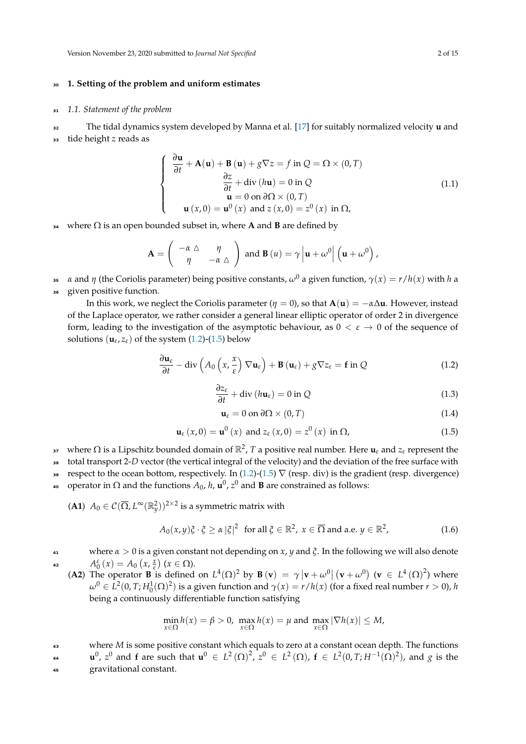## 1. Setting of the problem and uniform estimates

### 1.1. Statement of the problem

The tidal dynamics system developed by Manna et al. [17] for suitably normalized velocity $\mathbf{u}$ and tide height $z$ reads as

$$
\begin{cases}
\dfrac{\partial \mathbf{u}}{\partial t} + \mathbf{A}(\mathbf{u}) + \mathbf{B}(\mathbf{u}) + g\nabla z = f \text{ in } Q = \Omega \times (0,T) \\
\dfrac{\partial z}{\partial t} + \operatorname{div}(h\mathbf{u}) = 0 \text{ in } Q \\
\mathbf{u} = 0 \text{ on } \partial\Omega \times (0,T) \\
\mathbf{u}(x,0) = \mathbf{u}^0(x) \text{ and } z(x,0) = z^0(x) \text{ in } \Omega,
\end{cases}
\tag{1.1}
$$

where $\Omega$ is an open bounded subset in, where $\mathbf{A}$ and $\mathbf{B}$ are defined by

$$
\mathbf{A} = \begin{pmatrix} -\alpha \,\triangle & \eta \\ \eta & -\alpha\, \triangle \end{pmatrix} \text{ and } \mathbf{B}(u) = \gamma \left| \mathbf{u} + \omega^0 \right| \left( \mathbf{u} + \omega^0 \right),
$$

$\alpha$ and $\eta$ (the Coriolis parameter) being positive constants, $\omega^0$ a given function, $\gamma(x) = r/h(x)$ with $h$ a given positive function.

In this work, we neglect the Coriolis parameter ($\eta = 0$), so that $\mathbf{A}(\mathbf{u}) = -\alpha\Delta\mathbf{u}$. However, instead of the Laplace operator, we rather consider a general linear elliptic operator of order 2 in divergence form, leading to the investigation of the asymptotic behaviour, as $0 < \varepsilon \to 0$ of the sequence of solutions $(\mathbf{u}_\varepsilon, z_\varepsilon)$ of the system (1.2)-(1.5) below

$$
\frac{\partial \mathbf{u}_\varepsilon}{\partial t} - \operatorname{div}\left( A_0\left(x, \frac{x}{\varepsilon}\right) \nabla \mathbf{u}_\varepsilon \right) + \mathbf{B}(\mathbf{u}_\varepsilon) + g\nabla z_\varepsilon = \mathbf{f} \text{ in } Q \tag{1.2}
$$

$$
\frac{\partial z_\varepsilon}{\partial t} + \operatorname{div}(h\mathbf{u}_\varepsilon) = 0 \text{ in } Q \tag{1.3}
$$

$$
\mathbf{u}_\varepsilon = 0 \text{ on } \partial\Omega \times (0,T) \tag{1.4}
$$

$$
\mathbf{u}_\varepsilon(x,0) = \mathbf{u}^0(x) \text{ and } z_\varepsilon(x,0) = z^0(x) \text{ in } \Omega, \tag{1.5}
$$

where $\Omega$ is a Lipschitz bounded domain of $\mathbb{R}^2$, $T$ a positive real number. Here $\mathbf{u}_\varepsilon$ and $z_\varepsilon$ represent the total transport 2-$D$ vector (the vertical integral of the velocity) and the deviation of the free surface with respect to the ocean bottom, respectively. In (1.2)-(1.5) $\nabla$ (resp. div) is the gradient (resp. divergence) operator in $\Omega$ and the functions $A_0$, $h$, $\mathbf{u}^0$, $z^0$ and $\mathbf{B}$ are constrained as follows:

**(A1)** $A_0 \in \mathcal{C}(\overline{\Omega}, L^\infty(\mathbb{R}^2_y))^{2\times 2}$ is a symmetric matrix with

$$
A_0(x,y)\xi \cdot \xi \geq \alpha \left|\xi\right|^2 \quad \text{for all } \xi \in \mathbb{R}^2,\ x \in \overline{\Omega} \text{ and a.e. } y \in \mathbb{R}^2, \tag{1.6}
$$

where $\alpha > 0$ is a given constant not depending on $x$, $y$ and $\xi$. In the following we will also denote $A_0^\varepsilon(x) = A_0\left(x, \frac{x}{\varepsilon}\right)$ ($x \in \Omega$).

**(A2)** The operator $\mathbf{B}$ is defined on $L^4(\Omega)^2$ by $\mathbf{B}(\mathbf{v}) = \gamma\left|\mathbf{v} + \omega^0\right|\left(\mathbf{v} + \omega^0\right)$ ($\mathbf{v} \in L^4(\Omega)^2$) where $\omega^0 \in L^2(0,T; H_0^1(\Omega)^2)$ is a given function and $\gamma(x) = r/h(x)$ (for a fixed real number $r > 0$), $h$ being a continuously differentiable function satisfying

$$
\min_{x\in\Omega} h(x) = \beta > 0,\ \max_{x\in\Omega} h(x) = \mu \text{ and } \max_{x\in\Omega} |\nabla h(x)| \leq M,
$$

where $M$ is some positive constant which equals to zero at a constant ocean depth. The functions $\mathbf{u}^0$, $z^0$ and $\mathbf{f}$ are such that $\mathbf{u}^0 \in L^2(\Omega)^2$, $z^0 \in L^2(\Omega)$, $\mathbf{f} \in L^2(0,T; H^{-1}(\Omega)^2)$, and $g$ is the gravitational constant.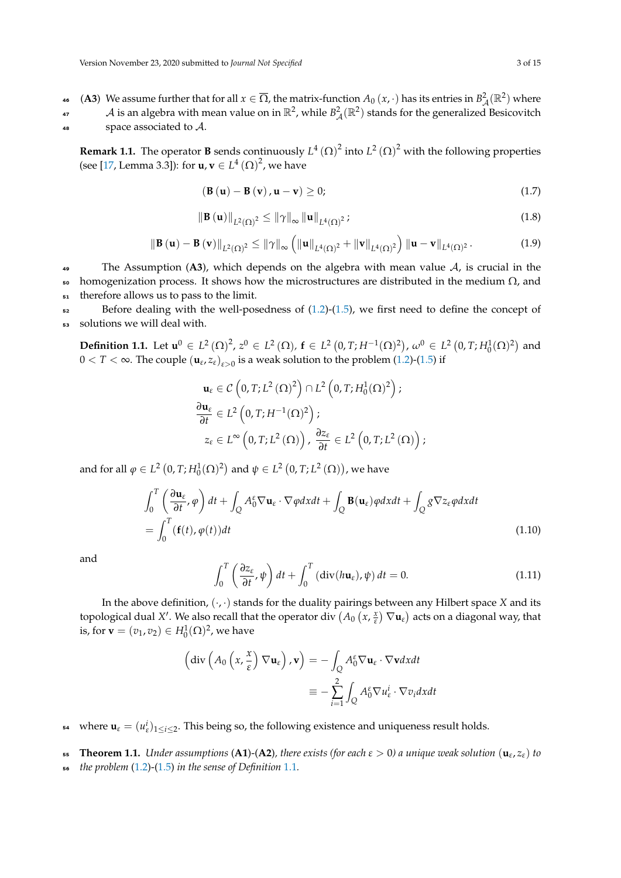**(A3)** We assume further that for all $x \in \overline{\Omega}$, the matrix-function $A_0(x, \cdot)$ has its entries in $B^2_{\mathcal{A}}(\mathbb{R}^2)$ where $\mathcal{A}$ is an algebra with mean value on in $\mathbb{R}^2$, while $B^2_{\mathcal{A}}(\mathbb{R}^2)$ stands for the generalized Besicovitch space associated to $\mathcal{A}$.

**Remark 1.1.** The operator $\mathbf{B}$ sends continuously $L^4(\Omega)^2$ into $L^2(\Omega)^2$ with the following properties (see [17, Lemma 3.3]): for $\mathbf{u}, \mathbf{v} \in L^4(\Omega)^2$, we have

$$(\mathbf{B}(\mathbf{u}) - \mathbf{B}(\mathbf{v}), \mathbf{u} - \mathbf{v}) \geq 0; \tag{1.7}$$

$$\|\mathbf{B}(\mathbf{u})\|_{L^2(\Omega)^2} \leq \|\gamma\|_\infty \|\mathbf{u}\|_{L^4(\Omega)^2}; \tag{1.8}$$

$$\|\mathbf{B}(\mathbf{u}) - \mathbf{B}(\mathbf{v})\|_{L^2(\Omega)^2} \leq \|\gamma\|_\infty \left( \|\mathbf{u}\|_{L^4(\Omega)^2} + \|\mathbf{v}\|_{L^4(\Omega)^2} \right) \|\mathbf{u} - \mathbf{v}\|_{L^4(\Omega)^2}. \tag{1.9}$$

The Assumption **(A3)**, which depends on the algebra with mean value $\mathcal{A}$, is crucial in the homogenization process. It shows how the microstructures are distributed in the medium $\Omega$, and therefore allows us to pass to the limit.

Before dealing with the well-posedness of (1.2)-(1.5), we first need to define the concept of solutions we will deal with.

**Definition 1.1.** Let $\mathbf{u}^0 \in L^2(\Omega)^2$, $z^0 \in L^2(\Omega)$, $\mathbf{f} \in L^2(0, T; H^{-1}(\Omega)^2)$, $\omega^0 \in L^2(0, T; H^1_0(\Omega)^2)$ and $0 < T < \infty$. The couple $(\mathbf{u}_\varepsilon, z_\varepsilon)_{\varepsilon > 0}$ is a weak solution to the problem (1.2)-(1.5) if

$$\mathbf{u}_\varepsilon \in \mathcal{C}\left(0, T; L^2(\Omega)^2\right) \cap L^2\left(0, T; H^1_0(\Omega)^2\right);$$
$$\frac{\partial \mathbf{u}_\varepsilon}{\partial t} \in L^2\left(0, T; H^{-1}(\Omega)^2\right);$$
$$z_\varepsilon \in L^\infty\left(0, T; L^2(\Omega)\right), \ \frac{\partial z_\varepsilon}{\partial t} \in L^2\left(0, T; L^2(\Omega)\right);$$

and for all $\varphi \in L^2(0, T; H^1_0(\Omega)^2)$ and $\psi \in L^2(0, T; L^2(\Omega))$, we have

$$\int_0^T \left( \frac{\partial \mathbf{u}_\varepsilon}{\partial t}, \varphi \right) dt + \int_Q A_0^\varepsilon \nabla \mathbf{u}_\varepsilon \cdot \nabla \varphi dx dt + \int_Q \mathbf{B}(\mathbf{u}_\varepsilon) \varphi dx dt + \int_Q g \nabla z_\varepsilon \varphi dx dt$$
$$= \int_0^T (\mathbf{f}(t), \varphi(t)) dt \tag{1.10}$$

and

$$\int_0^T \left( \frac{\partial z_\varepsilon}{\partial t}, \psi \right) dt + \int_0^T (\operatorname{div}(h \mathbf{u}_\varepsilon), \psi) \, dt = 0. \tag{1.11}$$

In the above definition, $(\cdot, \cdot)$ stands for the duality pairings between any Hilbert space $X$ and its topological dual $X'$. We also recall that the operator $\operatorname{div}\left(A_0\left(x, \frac{x}{\varepsilon}\right) \nabla \mathbf{u}_\varepsilon\right)$ acts on a diagonal way, that is, for $\mathbf{v} = (v_1, v_2) \in H^1_0(\Omega)^2$, we have

$$\left( \operatorname{div}\left(A_0\left(x, \frac{x}{\varepsilon}\right) \nabla \mathbf{u}_\varepsilon\right), \mathbf{v} \right) = -\int_Q A_0^\varepsilon \nabla \mathbf{u}_\varepsilon \cdot \nabla \mathbf{v} dx dt$$
$$\equiv -\sum_{i=1}^2 \int_Q A_0^\varepsilon \nabla u^i_\varepsilon \cdot \nabla v_i dx dt$$

where $\mathbf{u}_\varepsilon = (u^i_\varepsilon)_{1 \leq i \leq 2}$. This being so, the following existence and uniqueness result holds.

**Theorem 1.1.** *Under assumptions* **(A1)**-**(A2)***, there exists (for each $\varepsilon > 0$) a unique weak solution $(\mathbf{u}_\varepsilon, z_\varepsilon)$ to the problem* (1.2)-(1.5) *in the sense of Definition* 1.1.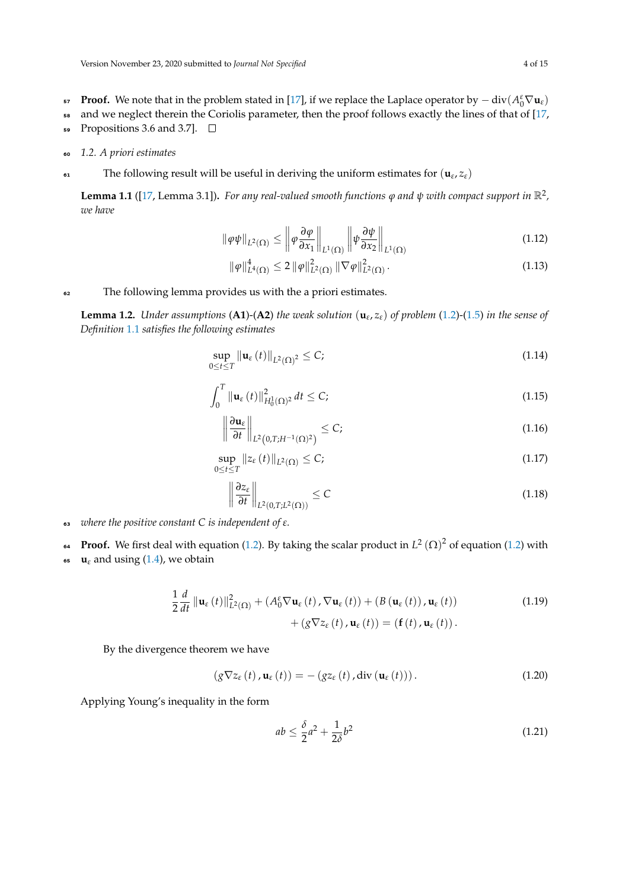**Proof.** We note that in the problem stated in [17], if we replace the Laplace operator by $-\operatorname{div}(A_0^\varepsilon \nabla \mathbf{u}_\varepsilon)$ and we neglect therein the Coriolis parameter, then the proof follows exactly the lines of that of [17, Propositions 3.6 and 3.7]. □

### 1.2. A priori estimates

The following result will be useful in deriving the uniform estimates for $(\mathbf{u}_\varepsilon, z_\varepsilon)$

**Lemma 1.1** ([17, Lemma 3.1]). *For any real-valued smooth functions $\varphi$ and $\psi$ with compact support in $\mathbb{R}^2$, we have*

$$\|\varphi\psi\|_{L^2(\Omega)} \leq \left\| \varphi \frac{\partial \varphi}{\partial x_1} \right\|_{L^1(\Omega)} \left\| \psi \frac{\partial \psi}{\partial x_2} \right\|_{L^1(\Omega)} \tag{1.12}$$

$$\|\varphi\|_{L^4(\Omega)}^4 \leq 2 \|\varphi\|_{L^2(\Omega)}^2 \|\nabla \varphi\|_{L^2(\Omega)}^2 . \tag{1.13}$$

The following lemma provides us with the a priori estimates.

**Lemma 1.2.** *Under assumptions* (**A1**)-(**A2**) *the weak solution $(\mathbf{u}_\varepsilon, z_\varepsilon)$ of problem (1.2)-(1.5) in the sense of Definition 1.1 satisfies the following estimates*

$$\sup_{0\leq t\leq T} \|\mathbf{u}_\varepsilon(t)\|_{L^2(\Omega)^2} \leq C; \tag{1.14}$$

$$\int_0^T \|\mathbf{u}_\varepsilon(t)\|_{H_0^1(\Omega)^2}^2 \, dt \leq C; \tag{1.15}$$

$$\left\| \frac{\partial \mathbf{u}_\varepsilon}{\partial t} \right\|_{L^2(0,T;H^{-1}(\Omega)^2)} \leq C; \tag{1.16}$$

$$\sup_{0\leq t\leq T} \|z_\varepsilon(t)\|_{L^2(\Omega)} \leq C; \tag{1.17}$$

$$\left\| \frac{\partial z_\varepsilon}{\partial t} \right\|_{L^2(0,T;L^2(\Omega))} \leq C \tag{1.18}$$

*where the positive constant $C$ is independent of $\varepsilon$.*

**Proof.** We first deal with equation (1.2). By taking the scalar product in $L^2(\Omega)^2$ of equation (1.2) with $\mathbf{u}_\varepsilon$ and using (1.4), we obtain

$$\begin{aligned}
\frac{1}{2}\frac{d}{dt}\|\mathbf{u}_\varepsilon(t)\|_{L^2(\Omega)}^2 + (A_0^\varepsilon \nabla \mathbf{u}_\varepsilon(t), \nabla \mathbf{u}_\varepsilon(t)) + (B(\mathbf{u}_\varepsilon(t)), \mathbf{u}_\varepsilon(t)) \\
+ (g\nabla z_\varepsilon(t), \mathbf{u}_\varepsilon(t)) = (\mathbf{f}(t), \mathbf{u}_\varepsilon(t)).
\end{aligned} \tag{1.19}$$

By the divergence theorem we have

$$(g\nabla z_\varepsilon(t), \mathbf{u}_\varepsilon(t)) = -(g z_\varepsilon(t), \operatorname{div}(\mathbf{u}_\varepsilon(t))). \tag{1.20}$$

Applying Young's inequality in the form

$$ab \leq \frac{\delta}{2}a^2 + \frac{1}{2\delta}b^2 \tag{1.21}$$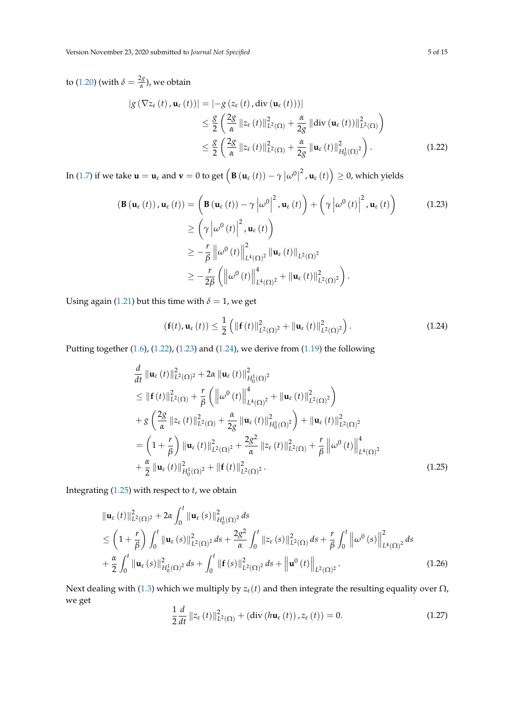to (1.20) (with $\delta = \frac{2g}{\alpha}$), we obtain

$$
\begin{aligned}
|g(\nabla z_\varepsilon(t), \mathbf{u}_\varepsilon(t))| &= |-g(z_\varepsilon(t), \operatorname{div}(\mathbf{u}_\varepsilon(t)))| \\
&\leq \frac{g}{2}\left(\frac{2g}{\alpha}\|z_\varepsilon(t)\|^2_{L^2(\Omega)} + \frac{\alpha}{2g}\|\operatorname{div}(\mathbf{u}_\varepsilon(t))\|^2_{L^2(\Omega)}\right) \\
&\leq \frac{g}{2}\left(\frac{2g}{\alpha}\|z_\varepsilon(t)\|^2_{L^2(\Omega)} + \frac{\alpha}{2g}\|\mathbf{u}_\varepsilon(t)\|^2_{H^1_0(\Omega)^2}\right).
\end{aligned} \tag{1.22}
$$

In (1.7) if we take $\mathbf{u} = \mathbf{u}_\varepsilon$ and $\mathbf{v} = 0$ to get $\left(\mathbf{B}(\mathbf{u}_\varepsilon(t)) - \gamma\left|\omega^0\right|^2, \mathbf{u}_\varepsilon(t)\right) \geq 0$, which yields

$$
\begin{aligned}
(\mathbf{B}(\mathbf{u}_\varepsilon(t)), \mathbf{u}_\varepsilon(t)) &= \left(\mathbf{B}(\mathbf{u}_\varepsilon(t)) - \gamma\left|\omega^0\right|^2, \mathbf{u}_\varepsilon(t)\right) + \left(\gamma\left|\omega^0(t)\right|^2, \mathbf{u}_\varepsilon(t)\right) \\
&\geq \left(\gamma\left|\omega^0(t)\right|^2, \mathbf{u}_\varepsilon(t)\right) \\
&\geq -\frac{r}{\beta}\left\|\omega^0(t)\right\|^2_{L^4(\Omega)^2}\|\mathbf{u}_\varepsilon(t)\|_{L^2(\Omega)^2} \\
&\geq -\frac{r}{2\beta}\left(\left\|\omega^0(t)\right\|^4_{L^4(\Omega)^2} + \|\mathbf{u}_\varepsilon(t)\|^2_{L^2(\Omega)^2}\right).
\end{aligned} \tag{1.23}
$$

Using again (1.21) but this time with $\delta = 1$, we get

$$
(\mathbf{f}(t), \mathbf{u}_\varepsilon(t)) \leq \frac{1}{2}\left(\|\mathbf{f}(t)\|^2_{L^2(\Omega)^2} + \|\mathbf{u}_\varepsilon(t)\|^2_{L^2(\Omega)^2}\right). \tag{1.24}
$$

Putting together (1.6), (1.22), (1.23) and (1.24), we derive from (1.19) the following

$$
\begin{aligned}
&\frac{d}{dt}\|\mathbf{u}_\varepsilon(t)\|^2_{L^2(\Omega)^2} + 2\alpha\|\mathbf{u}_\varepsilon(t)\|^2_{H^1_0(\Omega)^2} \\
&\leq \|\mathbf{f}(t)\|^2_{L^2(\Omega)} + \frac{r}{\beta}\left(\left\|\omega^0(t)\right\|^4_{L^4(\Omega)^2} + \|\mathbf{u}_\varepsilon(t)\|^2_{L^2(\Omega)^2}\right) \\
&+ g\left(\frac{2g}{\alpha}\|z_\varepsilon(t)\|^2_{L^2(\Omega)} + \frac{\alpha}{2g}\|\mathbf{u}_\varepsilon(t)\|^2_{H^1_0(\Omega)^2}\right) + \|\mathbf{u}_\varepsilon(t)\|^2_{L^2(\Omega)^2} \\
&= \left(1 + \frac{r}{\beta}\right)\|\mathbf{u}_\varepsilon(t)\|^2_{L^2(\Omega)^2} + \frac{2g^2}{\alpha}\|z_\varepsilon(t)\|^2_{L^2(\Omega)} + \frac{r}{\beta}\left\|\omega^0(t)\right\|^4_{L^4(\Omega)^2} \\
&+ \frac{\alpha}{2}\|\mathbf{u}_\varepsilon(t)\|^2_{H^1_0(\Omega)^2} + \|\mathbf{f}(t)\|^2_{L^2(\Omega)^2}.
\end{aligned} \tag{1.25}
$$

Integrating (1.25) with respect to $t$, we obtain

$$
\begin{aligned}
&\|\mathbf{u}_\varepsilon(t)\|^2_{L^2(\Omega)^2} + 2\alpha\int_0^t\|\mathbf{u}_\varepsilon(s)\|^2_{H^1_0(\Omega)^2}ds \\
&\leq \left(1 + \frac{r}{\beta}\right)\int_0^t\|\mathbf{u}_\varepsilon(s)\|^2_{L^2(\Omega)^2}ds + \frac{2g^2}{\alpha}\int_0^t\|z_\varepsilon(s)\|^2_{L^2(\Omega)}ds + \frac{r}{\beta}\int_0^t\left\|\omega^0(s)\right\|^2_{L^4(\Omega)^2}ds \\
&+ \frac{\alpha}{2}\int_0^t\|\mathbf{u}_\varepsilon(s)\|^2_{H^1_0(\Omega)^2}ds + \int_0^t\|\mathbf{f}(s)\|^2_{L^2(\Omega)^2}ds + \left\|\mathbf{u}^0(t)\right\|_{L^2(\Omega)^2}.
\end{aligned} \tag{1.26}
$$

Next dealing with (1.3) which we multiply by $z_\varepsilon(t)$ and then integrate the resulting equality over $\Omega$, we get

$$
\frac{1}{2}\frac{d}{dt}\|z_\varepsilon(t)\|^2_{L^2(\Omega)} + (\operatorname{div}(h\mathbf{u}_\varepsilon(t)), z_\varepsilon(t)) = 0. \tag{1.27}
$$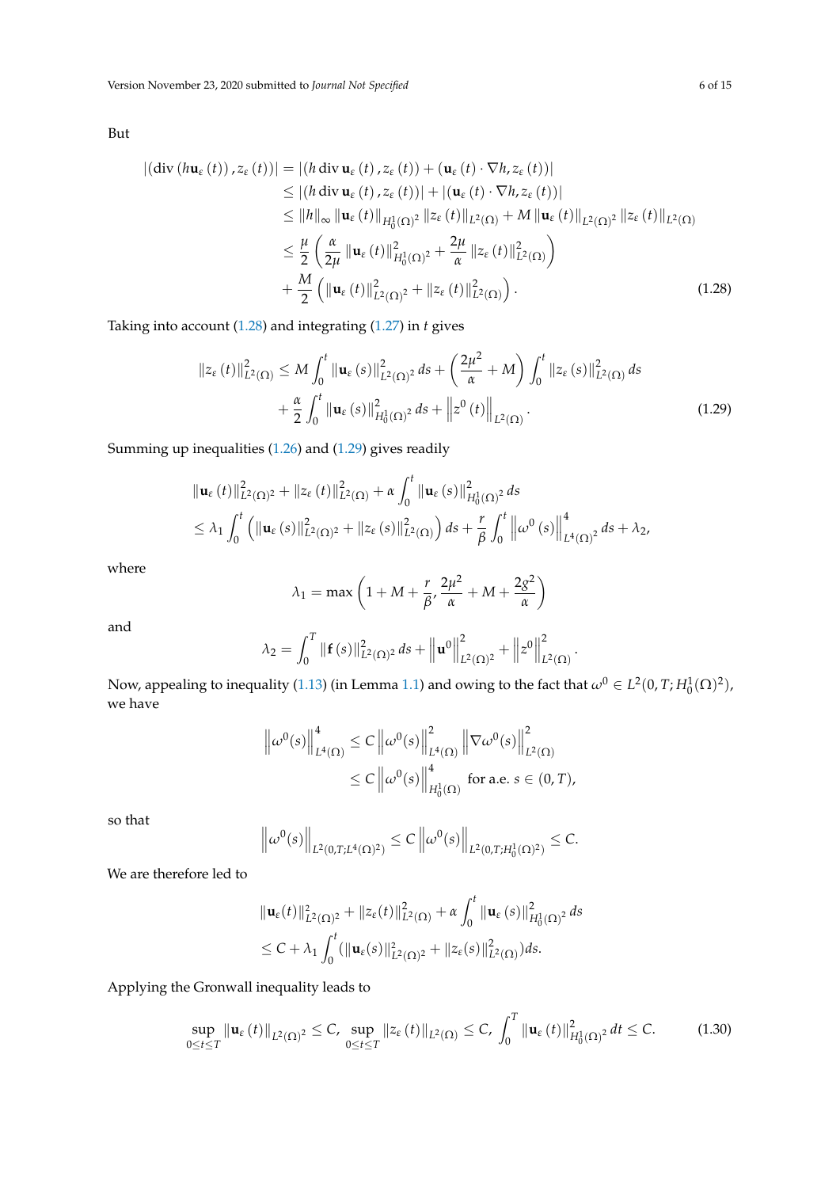But

$$
\begin{aligned}
\left|\left(\operatorname{div}\left(h \mathbf{u}_{\varepsilon}(t)\right), z_{\varepsilon}(t)\right)\right| &= \left|\left(h \operatorname{div} \mathbf{u}_{\varepsilon}(t), z_{\varepsilon}(t)\right)+\left(\mathbf{u}_{\varepsilon}(t) \cdot \nabla h, z_{\varepsilon}(t)\right)\right| \\
&\leq \left|\left(h \operatorname{div} \mathbf{u}_{\varepsilon}(t), z_{\varepsilon}(t)\right)\right|+\left|\left(\mathbf{u}_{\varepsilon}(t) \cdot \nabla h, z_{\varepsilon}(t)\right)\right| \\
&\leq \|h\|_{\infty}\left\|\mathbf{u}_{\varepsilon}(t)\right\|_{H_0^1(\Omega)^2}\left\|z_{\varepsilon}(t)\right\|_{L^2(\Omega)}+M\left\|\mathbf{u}_{\varepsilon}(t)\right\|_{L^2(\Omega)^2}\left\|z_{\varepsilon}(t)\right\|_{L^2(\Omega)} \\
&\leq \frac{\mu}{2}\left(\frac{\alpha}{2 \mu}\left\|\mathbf{u}_{\varepsilon}(t)\right\|_{H_0^1(\Omega)^2}^2+\frac{2 \mu}{\alpha}\left\|z_{\varepsilon}(t)\right\|_{L^2(\Omega)}^2\right) \\
&\quad +\frac{M}{2}\left(\left\|\mathbf{u}_{\varepsilon}(t)\right\|_{L^2(\Omega)^2}^2+\left\|z_{\varepsilon}(t)\right\|_{L^2(\Omega)}^2\right).
\end{aligned} \tag{1.28}
$$

Taking into account (1.28) and integrating (1.27) in $t$ gives

$$
\begin{aligned}
\left\|z_{\varepsilon}(t)\right\|_{L^2(\Omega)}^2 \leq\ & M \int_0^t\left\|\mathbf{u}_{\varepsilon}(s)\right\|_{L^2(\Omega)^2}^2 ds+\left(\frac{2 \mu^2}{\alpha}+M\right) \int_0^t\left\|z_{\varepsilon}(s)\right\|_{L^2(\Omega)}^2 ds \\
&+\frac{\alpha}{2} \int_0^t\left\|\mathbf{u}_{\varepsilon}(s)\right\|_{H_0^1(\Omega)^2}^2 ds+\left\|z^0(t)\right\|_{L^2(\Omega)}.
\end{aligned} \tag{1.29}
$$

Summing up inequalities (1.26) and (1.29) gives readily

$$
\begin{aligned}
&\left\|\mathbf{u}_{\varepsilon}(t)\right\|_{L^2(\Omega)^2}^2+\left\|z_{\varepsilon}(t)\right\|_{L^2(\Omega)}^2+\alpha \int_0^t\left\|\mathbf{u}_{\varepsilon}(s)\right\|_{H_0^1(\Omega)^2}^2 ds \\
&\leq \lambda_1 \int_0^t\left(\left\|\mathbf{u}_{\varepsilon}(s)\right\|_{L^2(\Omega)^2}^2+\left\|z_{\varepsilon}(s)\right\|_{L^2(\Omega)}^2\right) ds+\frac{r}{\beta} \int_0^t\left\|\omega^0(s)\right\|_{L^4(\Omega)^2}^4 ds+\lambda_2,
\end{aligned}
$$

where

$$
\lambda_1=\max \left(1+M+\frac{r}{\beta}, \frac{2 \mu^2}{\alpha}+M+\frac{2 g^2}{\alpha}\right)
$$

and

$$
\lambda_2=\int_0^T\|\mathbf{f}(s)\|_{L^2(\Omega)^2}^2 ds+\left\|\mathbf{u}^0\right\|_{L^2(\Omega)^2}^2+\left\|z^0\right\|_{L^2(\Omega)}^2.
$$

Now, appealing to inequality (1.13) (in Lemma 1.1) and owing to the fact that $\omega^0 \in L^2(0,T;H_0^1(\Omega)^2)$, we have

$$
\begin{aligned}
\left\|\omega^0(s)\right\|_{L^4(\Omega)}^4 &\leq C\left\|\omega^0(s)\right\|_{L^4(\Omega)}^2\left\|\nabla \omega^0(s)\right\|_{L^2(\Omega)}^2 \\
&\leq C\left\|\omega^0(s)\right\|_{H_0^1(\Omega)}^4 \text{ for a.e. } s \in(0, T),
\end{aligned}
$$

so that

$$
\left\|\omega^0(s)\right\|_{L^2(0,T;L^4(\Omega)^2)} \leq C\left\|\omega^0(s)\right\|_{L^2(0,T;H_0^1(\Omega)^2)} \leq C.
$$

We are therefore led to

$$
\begin{aligned}
&\left\|\mathbf{u}_{\varepsilon}(t)\right\|_{L^2(\Omega)^2}^2+\left\|z_{\varepsilon}(t)\right\|_{L^2(\Omega)}^2+\alpha \int_0^t\left\|\mathbf{u}_{\varepsilon}(s)\right\|_{H_0^1(\Omega)^2}^2 ds \\
&\leq C+\lambda_1 \int_0^t\left(\left\|\mathbf{u}_{\varepsilon}(s)\right\|_{L^2(\Omega)^2}^2+\left\|z_{\varepsilon}(s)\right\|_{L^2(\Omega)}^2\right) ds.
\end{aligned}
$$

Applying the Gronwall inequality leads to

$$
\sup_{0 \leq t \leq T}\left\|\mathbf{u}_{\varepsilon}(t)\right\|_{L^2(\Omega)^2} \leq C,\ \sup_{0 \leq t \leq T}\left\|z_{\varepsilon}(t)\right\|_{L^2(\Omega)} \leq C,\ \int_0^T\left\|\mathbf{u}_{\varepsilon}(t)\right\|_{H_0^1(\Omega)^2}^2 dt \leq C. \tag{1.30}
$$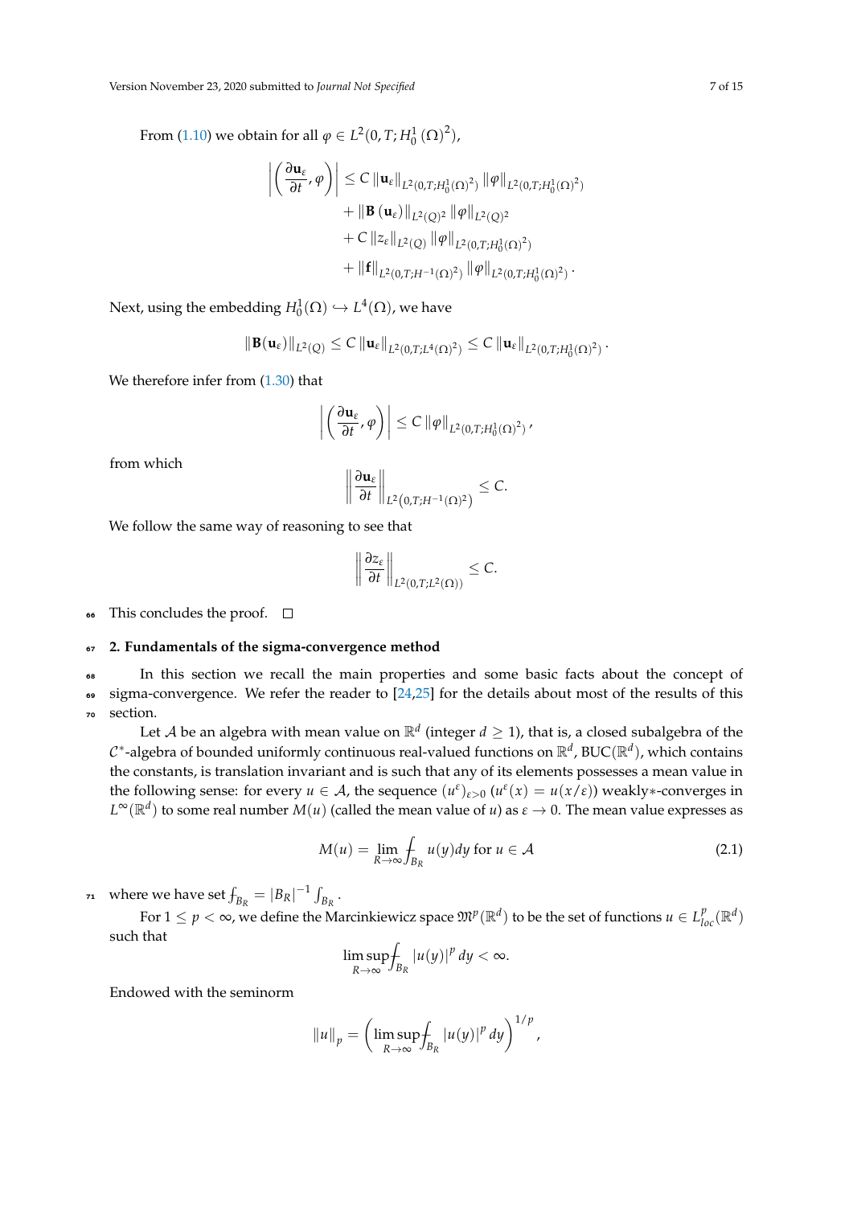From (1.10) we obtain for all $\varphi \in L^2(0,T;H_0^1(\Omega)^2)$,

$$
\begin{aligned}
\left| \left( \frac{\partial \mathbf{u}_\varepsilon}{\partial t}, \varphi \right) \right| &\leq C \left\| \mathbf{u}_\varepsilon \right\|_{L^2(0,T;H_0^1(\Omega)^2)} \left\| \varphi \right\|_{L^2(0,T;H_0^1(\Omega)^2)} \\
&+ \left\| \mathbf{B}\left(\mathbf{u}_\varepsilon\right) \right\|_{L^2(Q)^2} \left\| \varphi \right\|_{L^2(Q)^2} \\
&+ C \left\| z_\varepsilon \right\|_{L^2(Q)} \left\| \varphi \right\|_{L^2(0,T;H_0^1(\Omega)^2)} \\
&+ \left\| \mathbf{f} \right\|_{L^2(0,T;H^{-1}(\Omega)^2)} \left\| \varphi \right\|_{L^2(0,T;H_0^1(\Omega)^2)}.
\end{aligned}
$$

Next, using the embedding $H_0^1(\Omega) \hookrightarrow L^4(\Omega)$, we have

$$
\left\| \mathbf{B}(\mathbf{u}_\varepsilon) \right\|_{L^2(Q)} \leq C \left\| \mathbf{u}_\varepsilon \right\|_{L^2(0,T;L^4(\Omega)^2)} \leq C \left\| \mathbf{u}_\varepsilon \right\|_{L^2(0,T;H_0^1(\Omega)^2)}.
$$

We therefore infer from (1.30) that

$$
\left| \left( \frac{\partial \mathbf{u}_\varepsilon}{\partial t}, \varphi \right) \right| \leq C \left\| \varphi \right\|_{L^2(0,T;H_0^1(\Omega)^2)},
$$

from which

$$
\left\| \frac{\partial \mathbf{u}_\varepsilon}{\partial t} \right\|_{L^2\left(0,T;H^{-1}(\Omega)^2\right)} \leq C.
$$

We follow the same way of reasoning to see that

$$
\left\| \frac{\partial z_\varepsilon}{\partial t} \right\|_{L^2(0,T;L^2(\Omega))} \leq C.
$$

This concludes the proof. □

## 2. Fundamentals of the sigma-convergence method

In this section we recall the main properties and some basic facts about the concept of sigma-convergence. We refer the reader to [24,25] for the details about most of the results of this section.

Let $\mathcal{A}$ be an algebra with mean value on $\mathbb{R}^d$ (integer $d \geq 1$), that is, a closed subalgebra of the $\mathcal{C}^*$-algebra of bounded uniformly continuous real-valued functions on $\mathbb{R}^d$, $\mathrm{BUC}(\mathbb{R}^d)$, which contains the constants, is translation invariant and is such that any of its elements possesses a mean value in the following sense: for every $u \in \mathcal{A}$, the sequence $(u^\varepsilon)_{\varepsilon>0}$ $(u^\varepsilon(x) = u(x/\varepsilon))$ weakly$*$-converges in $L^\infty(\mathbb{R}^d)$ to some real number $M(u)$ (called the mean value of $u$) as $\varepsilon \to 0$. The mean value expresses as

$$
M(u) = \lim_{R\to\infty} \fint_{B_R} u(y)dy \text{ for } u \in \mathcal{A} \tag{2.1}
$$

where we have set $\fint_{B_R} = |B_R|^{-1} \int_{B_R}$.

For $1 \leq p < \infty$, we define the Marcinkiewicz space $\mathfrak{M}^p(\mathbb{R}^d)$ to be the set of functions $u \in L^p_{loc}(\mathbb{R}^d)$ such that

$$
\limsup_{R\to\infty} \fint_{B_R} |u(y)|^p \, dy < \infty.
$$

Endowed with the seminorm

$$
\|u\|_p = \left( \limsup_{R\to\infty} \fint_{B_R} |u(y)|^p \, dy \right)^{1/p},
$$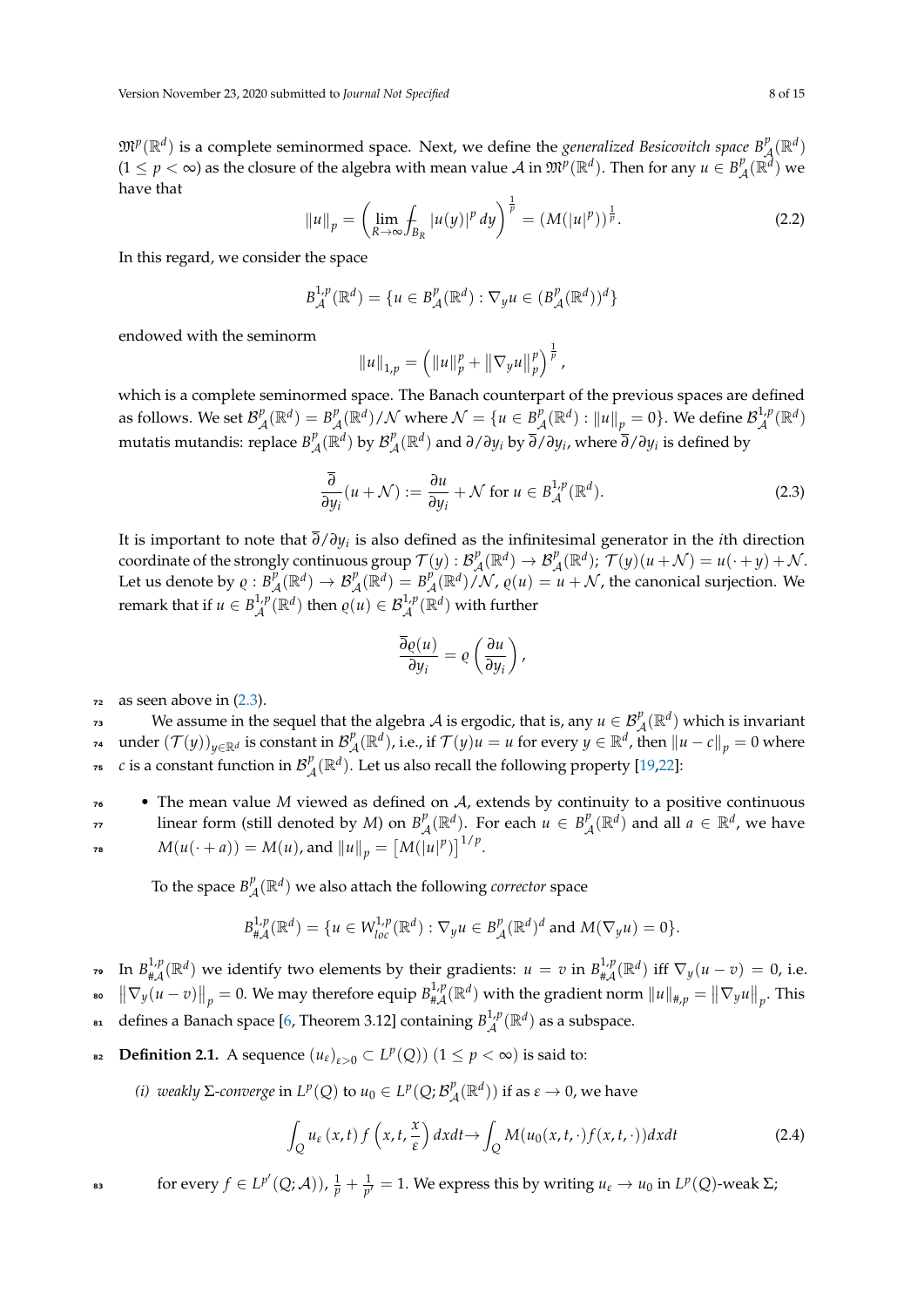$\mathfrak{M}^p(\mathbb{R}^d)$ is a complete seminormed space. Next, we define the *generalized Besicovitch space* $B^p_{\mathcal{A}}(\mathbb{R}^d)$ ($1 \leq p < \infty$) as the closure of the algebra with mean value $\mathcal{A}$ in $\mathfrak{M}^p(\mathbb{R}^d)$. Then for any $u \in B^p_{\mathcal{A}}(\mathbb{R}^d)$ we have that

$$\|u\|_p = \left( \lim_{R\to\infty} \fint_{B_R} |u(y)|^p \, dy \right)^{\frac{1}{p}} = (M(|u|^p))^{\frac{1}{p}}. \tag{2.2}$$

In this regard, we consider the space

$$B^{1,p}_{\mathcal{A}}(\mathbb{R}^d) = \{ u \in B^p_{\mathcal{A}}(\mathbb{R}^d) : \nabla_y u \in (B^p_{\mathcal{A}}(\mathbb{R}^d))^d \}$$

endowed with the seminorm

$$\|u\|_{1,p} = \left( \|u\|_p^p + \|\nabla_y u\|_p^p \right)^{\frac{1}{p}},$$

which is a complete seminormed space. The Banach counterpart of the previous spaces are defined as follows. We set $\mathcal{B}^p_{\mathcal{A}}(\mathbb{R}^d) = B^p_{\mathcal{A}}(\mathbb{R}^d)/\mathcal{N}$ where $\mathcal{N} = \{ u \in B^p_{\mathcal{A}}(\mathbb{R}^d) : \|u\|_p = 0 \}$. We define $\mathcal{B}^{1,p}_{\mathcal{A}}(\mathbb{R}^d)$ mutatis mutandis: replace $B^p_{\mathcal{A}}(\mathbb{R}^d)$ by $\mathcal{B}^p_{\mathcal{A}}(\mathbb{R}^d)$ and $\partial/\partial y_i$ by $\overline{\partial}/\partial y_i$, where $\overline{\partial}/\partial y_i$ is defined by

$$\frac{\overline{\partial}}{\partial y_i}(u + \mathcal{N}) := \frac{\partial u}{\partial y_i} + \mathcal{N} \text{ for } u \in B^{1,p}_{\mathcal{A}}(\mathbb{R}^d). \tag{2.3}$$

It is important to note that $\overline{\partial}/\partial y_i$ is also defined as the infinitesimal generator in the $i$th direction coordinate of the strongly continuous group $\mathcal{T}(y) : \mathcal{B}^p_{\mathcal{A}}(\mathbb{R}^d) \to \mathcal{B}^p_{\mathcal{A}}(\mathbb{R}^d)$; $\mathcal{T}(y)(u + \mathcal{N}) = u(\cdot + y) + \mathcal{N}$. Let us denote by $\varrho : B^p_{\mathcal{A}}(\mathbb{R}^d) \to \mathcal{B}^p_{\mathcal{A}}(\mathbb{R}^d) = B^p_{\mathcal{A}}(\mathbb{R}^d)/\mathcal{N}$, $\varrho(u) = u + \mathcal{N}$, the canonical surjection. We remark that if $u \in B^{1,p}_{\mathcal{A}}(\mathbb{R}^d)$ then $\varrho(u) \in \mathcal{B}^{1,p}_{\mathcal{A}}(\mathbb{R}^d)$ with further

$$\frac{\overline{\partial}\varrho(u)}{\partial y_i} = \varrho\left( \frac{\partial u}{\partial y_i} \right),$$

as seen above in (2.3).

We assume in the sequel that the algebra $\mathcal{A}$ is ergodic, that is, any $u \in \mathcal{B}^p_{\mathcal{A}}(\mathbb{R}^d)$ which is invariant under $(\mathcal{T}(y))_{y\in\mathbb{R}^d}$ is constant in $\mathcal{B}^p_{\mathcal{A}}(\mathbb{R}^d)$, i.e., if $\mathcal{T}(y)u = u$ for every $y \in \mathbb{R}^d$, then $\|u - c\|_p = 0$ where $c$ is a constant function in $\mathcal{B}^p_{\mathcal{A}}(\mathbb{R}^d)$. Let us also recall the following property [19,22]:

- The mean value $M$ viewed as defined on $\mathcal{A}$, extends by continuity to a positive continuous linear form (still denoted by $M$) on $B^p_{\mathcal{A}}(\mathbb{R}^d)$. For each $u \in B^p_{\mathcal{A}}(\mathbb{R}^d)$ and all $a \in \mathbb{R}^d$, we have $M(u(\cdot + a)) = M(u)$, and $\|u\|_p = \left[ M(|u|^p) \right]^{1/p}$.

To the space $B^p_{\mathcal{A}}(\mathbb{R}^d)$ we also attach the following *corrector* space

$$B^{1,p}_{\#\mathcal{A}}(\mathbb{R}^d) = \{ u \in W^{1,p}_{loc}(\mathbb{R}^d) : \nabla_y u \in B^p_{\mathcal{A}}(\mathbb{R}^d)^d \text{ and } M(\nabla_y u) = 0 \}.$$

In $B^{1,p}_{\#\mathcal{A}}(\mathbb{R}^d)$ we identify two elements by their gradients: $u = v$ in $B^{1,p}_{\#\mathcal{A}}(\mathbb{R}^d)$ iff $\nabla_y(u - v) = 0$, i.e. $\|\nabla_y(u - v)\|_p = 0$. We may therefore equip $B^{1,p}_{\#\mathcal{A}}(\mathbb{R}^d)$ with the gradient norm $\|u\|_{\#,p} = \|\nabla_y u\|_p$. This defines a Banach space [6, Theorem 3.12] containing $B^{1,p}_{\mathcal{A}}(\mathbb{R}^d)$ as a subspace.

**Definition 2.1.** A sequence $(u_\varepsilon)_{\varepsilon>0} \subset L^p(Q)$ $(1 \leq p < \infty)$ is said to:

*(i) weakly $\Sigma$-converge* in $L^p(Q)$ to $u_0 \in L^p(Q; \mathcal{B}^p_{\mathcal{A}}(\mathbb{R}^d))$ if as $\varepsilon \to 0$, we have

$$\int_Q u_\varepsilon(x,t) f\left(x, t, \frac{x}{\varepsilon}\right) dxdt \to \int_Q M(u_0(x,t,\cdot) f(x,t,\cdot)) dxdt \tag{2.4}$$

for every $f \in L^{p'}(Q; \mathcal{A}))$, $\frac{1}{p} + \frac{1}{p'} = 1$. We express this by writing $u_\varepsilon \to u_0$ in $L^p(Q)$-weak $\Sigma$;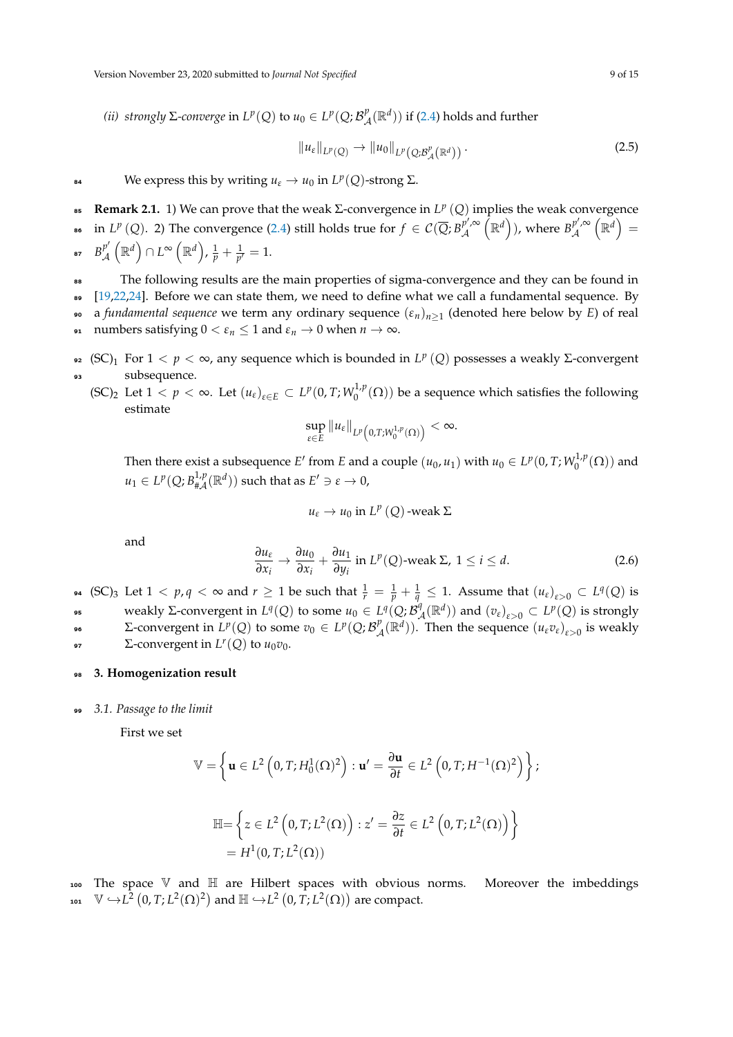*(ii) strongly $\Sigma$-converge* in $L^p(Q)$ to $u_0 \in L^p(Q; \mathcal{B}^p_{\mathcal{A}}(\mathbb{R}^d))$ if (2.4) holds and further

$$\|u_\varepsilon\|_{L^p(Q)} \to \|u_0\|_{L^p\left(Q;\mathcal{B}^p_{\mathcal{A}}(\mathbb{R}^d)\right)}. \tag{2.5}$$

We express this by writing $u_\varepsilon \to u_0$ in $L^p(Q)$-strong $\Sigma$.

**Remark 2.1.** 1) We can prove that the weak $\Sigma$-convergence in $L^p(Q)$ implies the weak convergence in $L^p(Q)$. 2) The convergence (2.4) still holds true for $f \in \mathcal{C}(\overline{Q}; B^{p',\infty}_{\mathcal{A}}(\mathbb{R}^d))$, where $B^{p',\infty}_{\mathcal{A}}(\mathbb{R}^d) = B^{p'}_{\mathcal{A}}(\mathbb{R}^d) \cap L^\infty(\mathbb{R}^d)$, $\frac{1}{p} + \frac{1}{p'} = 1$.

The following results are the main properties of sigma-convergence and they can be found in [19,22,24]. Before we can state them, we need to define what we call a fundamental sequence. By a *fundamental sequence* we term any ordinary sequence $(\varepsilon_n)_{n\geq 1}$ (denoted here below by $E$) of real numbers satisfying $0 < \varepsilon_n \leq 1$ and $\varepsilon_n \to 0$ when $n \to \infty$.

(SC)$_1$ For $1 < p < \infty$, any sequence which is bounded in $L^p(Q)$ possesses a weakly $\Sigma$-convergent subsequence.

(SC)$_2$ Let $1 < p < \infty$. Let $(u_\varepsilon)_{\varepsilon\in E} \subset L^p(0,T; W^{1,p}_0(\Omega))$ be a sequence which satisfies the following estimate

$$\sup_{\varepsilon\in E} \|u_\varepsilon\|_{L^p\left(0,T;W^{1,p}_0(\Omega)\right)} < \infty.$$

Then there exist a subsequence $E'$ from $E$ and a couple $(u_0, u_1)$ with $u_0 \in L^p(0,T; W^{1,p}_0(\Omega))$ and $u_1 \in L^p(Q; B^{1,p}_{\#\mathcal{A}}(\mathbb{R}^d))$ such that as $E' \ni \varepsilon \to 0$,

$$u_\varepsilon \to u_0 \text{ in } L^p(Q)\text{-weak } \Sigma$$

and

$$\frac{\partial u_\varepsilon}{\partial x_i} \to \frac{\partial u_0}{\partial x_i} + \frac{\partial u_1}{\partial y_i} \text{ in } L^p(Q)\text{-weak } \Sigma,\ 1 \leq i \leq d. \tag{2.6}$$

(SC)$_3$ Let $1 < p, q < \infty$ and $r \geq 1$ be such that $\frac{1}{r} = \frac{1}{p} + \frac{1}{q} \leq 1$. Assume that $(u_\varepsilon)_{\varepsilon>0} \subset L^q(Q)$ is weakly $\Sigma$-convergent in $L^q(Q)$ to some $u_0 \in L^q(Q; \mathcal{B}^q_{\mathcal{A}}(\mathbb{R}^d))$ and $(v_\varepsilon)_{\varepsilon>0} \subset L^p(Q)$ is strongly $\Sigma$-convergent in $L^p(Q)$ to some $v_0 \in L^p(Q; \mathcal{B}^p_{\mathcal{A}}(\mathbb{R}^d))$. Then the sequence $(u_\varepsilon v_\varepsilon)_{\varepsilon>0}$ is weakly $\Sigma$-convergent in $L^r(Q)$ to $u_0 v_0$.

## 3. Homogenization result

### 3.1. Passage to the limit

First we set

$$\mathbb{V} = \left\{ \mathbf{u} \in L^2\left(0,T; H^1_0(\Omega)^2\right) : \mathbf{u}' = \frac{\partial \mathbf{u}}{\partial t} \in L^2\left(0,T; H^{-1}(\Omega)^2\right) \right\};$$

$$\begin{aligned}\mathbb{H} &= \left\{ z \in L^2\left(0,T; L^2(\Omega)\right) : z' = \frac{\partial z}{\partial t} \in L^2\left(0,T; L^2(\Omega)\right) \right\} \\ &= H^1(0,T; L^2(\Omega))\end{aligned}$$

The space $\mathbb{V}$ and $\mathbb{H}$ are Hilbert spaces with obvious norms. Moreover the imbeddings $\mathbb{V} \hookrightarrow L^2\left(0,T; L^2(\Omega)^2\right)$ and $\mathbb{H} \hookrightarrow L^2\left(0,T; L^2(\Omega)\right)$ are compact.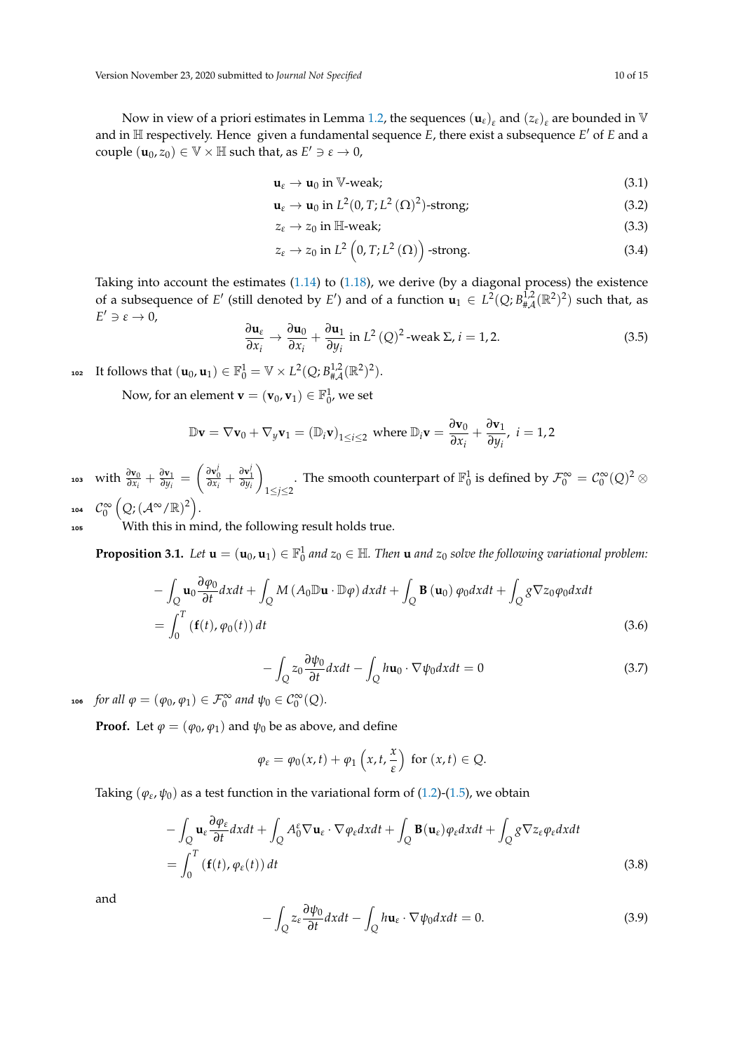Now in view of a priori estimates in Lemma 1.2, the sequences $(\mathbf{u}_\varepsilon)_\varepsilon$ and $(z_\varepsilon)_\varepsilon$ are bounded in $\mathbb{V}$ and in $\mathbb{H}$ respectively. Hence given a fundamental sequence $E$, there exist a subsequence $E'$ of $E$ and a couple $(\mathbf{u}_0, z_0) \in \mathbb{V} \times \mathbb{H}$ such that, as $E' \ni \varepsilon \to 0$,

$$\mathbf{u}_\varepsilon \to \mathbf{u}_0 \text{ in } \mathbb{V}\text{-weak;} \tag{3.1}$$

$$\mathbf{u}_\varepsilon \to \mathbf{u}_0 \text{ in } L^2(0,T;L^2(\Omega)^2)\text{-strong;} \tag{3.2}$$

$$z_\varepsilon \to z_0 \text{ in } \mathbb{H}\text{-weak;} \tag{3.3}$$

$$z_\varepsilon \to z_0 \text{ in } L^2\left(0,T;L^2(\Omega)\right)\text{-strong.} \tag{3.4}$$

Taking into account the estimates (1.14) to (1.18), we derive (by a diagonal process) the existence of a subsequence of $E'$ (still denoted by $E'$) and of a function $\mathbf{u}_1 \in L^2(Q;B^{1,2}_{\#\mathcal{A}}(\mathbb{R}^2)^2)$ such that, as $E' \ni \varepsilon \to 0$,

$$\frac{\partial \mathbf{u}_\varepsilon}{\partial x_i} \to \frac{\partial \mathbf{u}_0}{\partial x_i} + \frac{\partial \mathbf{u}_1}{\partial y_i} \text{ in } L^2(Q)^2\text{-weak } \Sigma,\ i = 1,2. \tag{3.5}$$

It follows that $(\mathbf{u}_0, \mathbf{u}_1) \in \mathbb{F}^1_0 = \mathbb{V} \times L^2(Q;B^{1,2}_{\#\mathcal{A}}(\mathbb{R}^2)^2)$.

Now, for an element $\mathbf{v} = (\mathbf{v}_0, \mathbf{v}_1) \in \mathbb{F}^1_0$, we set

$$\mathbb{D}\mathbf{v} = \nabla \mathbf{v}_0 + \nabla_y \mathbf{v}_1 = (\mathbb{D}_i \mathbf{v})_{1\le i\le 2} \text{ where } \mathbb{D}_i\mathbf{v} = \frac{\partial \mathbf{v}_0}{\partial x_i} + \frac{\partial \mathbf{v}_1}{\partial y_i},\ i = 1,2$$

with $\frac{\partial \mathbf{v}_0}{\partial x_i} + \frac{\partial \mathbf{v}_1}{\partial y_i} = \left(\frac{\partial \mathbf{v}_0^j}{\partial x_i} + \frac{\partial \mathbf{v}_1^j}{\partial y_i}\right)_{1\le j\le 2}$. The smooth counterpart of $\mathbb{F}^1_0$ is defined by $\mathcal{F}^\infty_0 = \mathcal{C}^\infty_0(Q)^2 \otimes \mathcal{C}^\infty_0\left(Q;(\mathcal{A}^\infty/\mathbb{R})^2\right)$.

With this in mind, the following result holds true.

**Proposition 3.1.** *Let $\mathbf{u} = (\mathbf{u}_0, \mathbf{u}_1) \in \mathbb{F}^1_0$ and $z_0 \in \mathbb{H}$. Then $\mathbf{u}$ and $z_0$ solve the following variational problem:*

$$-\int_Q \mathbf{u}_0 \frac{\partial \varphi_0}{\partial t} dxdt + \int_Q M\left(A_0 \mathbb{D}\mathbf{u}\cdot \mathbb{D}\varphi\right) dxdt + \int_Q \mathbf{B}\left(\mathbf{u}_0\right)\varphi_0 dxdt + \int_Q g\nabla z_0 \varphi_0 dxdt$$
$$= \int_0^T \left(\mathbf{f}(t), \varphi_0(t)\right) dt \tag{3.6}$$

$$-\int_Q z_0 \frac{\partial \psi_0}{\partial t} dxdt - \int_Q h\mathbf{u}_0 \cdot \nabla \psi_0 dxdt = 0 \tag{3.7}$$

*for all $\varphi = (\varphi_0, \varphi_1) \in \mathcal{F}^\infty_0$ and $\psi_0 \in \mathcal{C}^\infty_0(Q)$.*

**Proof.** Let $\varphi = (\varphi_0, \varphi_1)$ and $\psi_0$ be as above, and define

$$\varphi_\varepsilon = \varphi_0(x,t) + \varphi_1\left(x,t,\frac{x}{\varepsilon}\right) \text{ for } (x,t) \in Q.$$

Taking $(\varphi_\varepsilon, \psi_0)$ as a test function in the variational form of (1.2)-(1.5), we obtain

$$-\int_Q \mathbf{u}_\varepsilon \frac{\partial \varphi_\varepsilon}{\partial t} dxdt + \int_Q A_0^\varepsilon \nabla \mathbf{u}_\varepsilon \cdot \nabla \varphi_\varepsilon dxdt + \int_Q \mathbf{B}(\mathbf{u}_\varepsilon)\varphi_\varepsilon dxdt + \int_Q g\nabla z_\varepsilon \varphi_\varepsilon dxdt$$
$$= \int_0^T \left(\mathbf{f}(t), \varphi_\varepsilon(t)\right) dt \tag{3.8}$$

and

$$-\int_Q z_\varepsilon \frac{\partial \psi_0}{\partial t} dxdt - \int_Q h\mathbf{u}_\varepsilon \cdot \nabla \psi_0 dxdt = 0. \tag{3.9}$$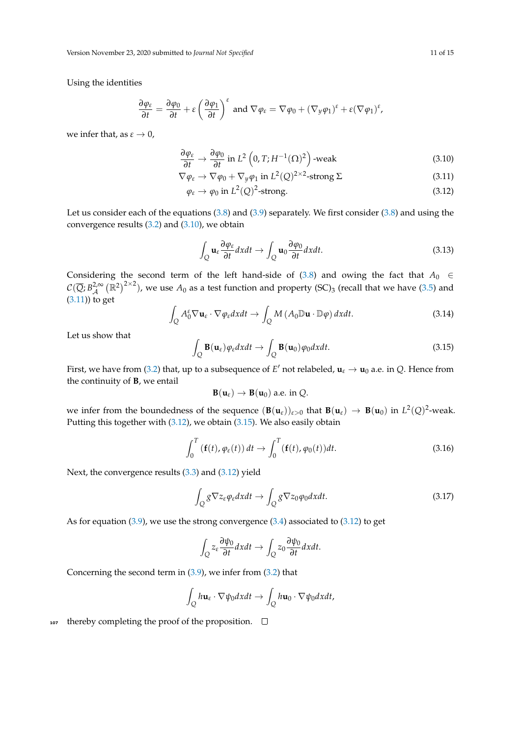Using the identities

$$\frac{\partial \varphi_\varepsilon}{\partial t} = \frac{\partial \varphi_0}{\partial t} + \varepsilon \left(\frac{\partial \varphi_1}{\partial t}\right)^\varepsilon \text{ and } \nabla \varphi_\varepsilon = \nabla \varphi_0 + (\nabla_y \varphi_1)^\varepsilon + \varepsilon (\nabla \varphi_1)^\varepsilon,$$

we infer that, as $\varepsilon \to 0$,

$$\frac{\partial \varphi_\varepsilon}{\partial t} \to \frac{\partial \varphi_0}{\partial t} \text{ in } L^2\left(0, T; H^{-1}(\Omega)^2\right)\text{-weak} \tag{3.10}$$

$$\nabla \varphi_\varepsilon \to \nabla \varphi_0 + \nabla_y \varphi_1 \text{ in } L^2(Q)^{2\times 2}\text{-strong } \Sigma \tag{3.11}$$

$$\varphi_\varepsilon \to \varphi_0 \text{ in } L^2(Q)^2\text{-strong.} \tag{3.12}$$

Let us consider each of the equations (3.8) and (3.9) separately. We first consider (3.8) and using the convergence results (3.2) and (3.10), we obtain

$$\int_Q \mathbf{u}_\varepsilon \frac{\partial \varphi_\varepsilon}{\partial t} dxdt \to \int_Q \mathbf{u}_0 \frac{\partial \varphi_0}{\partial t} dxdt. \tag{3.13}$$

Considering the second term of the left hand-side of (3.8) and owing the fact that $A_0 \in \mathcal{C}(\overline{Q}; B_{\mathcal{A}}^{2,\infty}(\mathbb{R}^2)^{2\times 2})$, we use $A_0$ as a test function and property $(\mathrm{SC})_3$ (recall that we have (3.5) and (3.11)) to get

$$\int_Q A_0^\varepsilon \nabla \mathbf{u}_\varepsilon \cdot \nabla \varphi_\varepsilon dxdt \to \int_Q M\left(A_0 \mathbb{D}\mathbf{u} \cdot \mathbb{D}\varphi\right) dxdt. \tag{3.14}$$

Let us show that

$$\int_Q \mathbf{B}(\mathbf{u}_\varepsilon) \varphi_\varepsilon dxdt \to \int_Q \mathbf{B}(\mathbf{u}_0) \varphi_0 dxdt. \tag{3.15}$$

First, we have from (3.2) that, up to a subsequence of $E'$ not relabeled, $\mathbf{u}_\varepsilon \to \mathbf{u}_0$ a.e. in $Q$. Hence from the continuity of $\mathbf{B}$, we entail

$$\mathbf{B}(\mathbf{u}_\varepsilon) \to \mathbf{B}(\mathbf{u}_0) \text{ a.e. in } Q.$$

we infer from the boundedness of the sequence $(\mathbf{B}(\mathbf{u}_\varepsilon))_{\varepsilon>0}$ that $\mathbf{B}(\mathbf{u}_\varepsilon) \to \mathbf{B}(\mathbf{u}_0)$ in $L^2(Q)^2$-weak. Putting this together with (3.12), we obtain (3.15). We also easily obtain

$$\int_0^T (\mathbf{f}(t), \varphi_\varepsilon(t))\, dt \to \int_0^T (\mathbf{f}(t), \varphi_0(t)) dt. \tag{3.16}$$

Next, the convergence results (3.3) and (3.12) yield

$$\int_Q g \nabla z_\varepsilon \varphi_\varepsilon dxdt \to \int_Q g \nabla z_0 \varphi_0 dxdt. \tag{3.17}$$

As for equation (3.9), we use the strong convergence (3.4) associated to (3.12) to get

$$\int_Q z_\varepsilon \frac{\partial \psi_0}{\partial t} dxdt \to \int_Q z_0 \frac{\partial \psi_0}{\partial t} dxdt.$$

Concerning the second term in (3.9), we infer from (3.2) that

$$\int_Q h \mathbf{u}_\varepsilon \cdot \nabla \psi_0 dxdt \to \int_Q h \mathbf{u}_0 \cdot \nabla \psi_0 dxdt,$$

thereby completing the proof of the proposition. □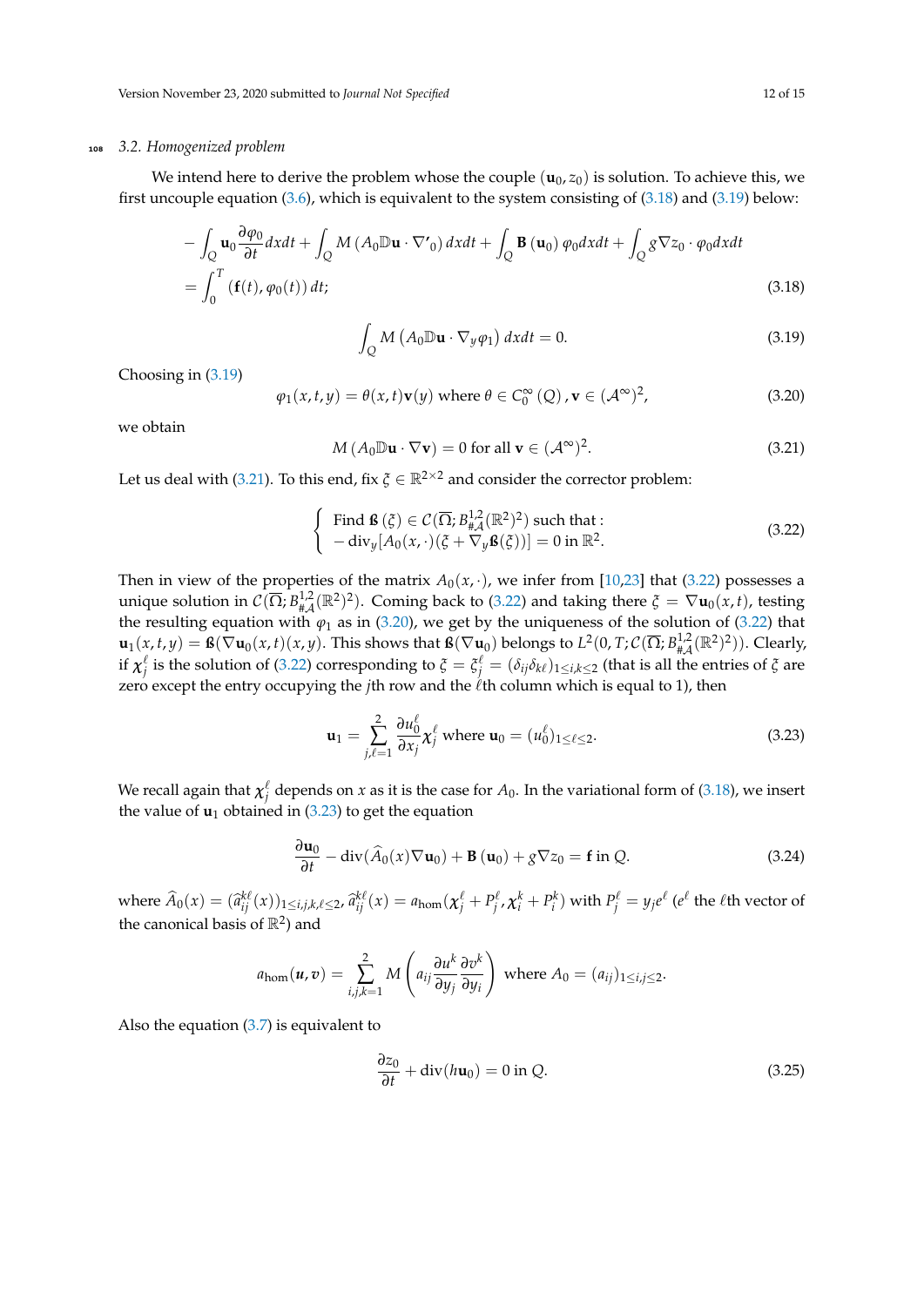### 3.2. Homogenized problem

We intend here to derive the problem whose the couple $(\mathbf{u}_0, z_0)$ is solution. To achieve this, we first uncouple equation (3.6), which is equivalent to the system consisting of (3.18) and (3.19) below:

$$
\begin{aligned}
&-\int_Q \mathbf{u}_0 \frac{\partial \varphi_0}{\partial t} dxdt + \int_Q M\left(A_0 \mathbb{D}\mathbf{u} \cdot \nabla'_0\right) dxdt + \int_Q \mathbf{B}\left(\mathbf{u}_0\right) \varphi_0 dxdt + \int_Q g \nabla z_0 \cdot \varphi_0 dxdt \\
&= \int_0^T \left(\mathbf{f}(t), \varphi_0(t)\right) dt;
\end{aligned}
\tag{3.18}
$$

$$
\int_Q M\left(A_0 \mathbb{D}\mathbf{u} \cdot \nabla_y \varphi_1\right) dxdt = 0. \tag{3.19}
$$

Choosing in (3.19)

$$
\varphi_1(x,t,y) = \theta(x,t)\mathbf{v}(y) \text{ where } \theta \in \mathcal{C}_0^\infty\left(Q\right), \mathbf{v} \in (\mathcal{A}^\infty)^2, \tag{3.20}
$$

we obtain

$$
M\left(A_0 \mathbb{D}\mathbf{u} \cdot \nabla \mathbf{v}\right) = 0 \text{ for all } \mathbf{v} \in (\mathcal{A}^\infty)^2. \tag{3.21}
$$

Let us deal with (3.21). To this end, fix $\xi \in \mathbb{R}^{2\times 2}$ and consider the corrector problem:

$$
\left\{
\begin{array}{l}
\text{Find } \mathfrak{B}\left(\xi\right) \in \mathcal{C}(\overline{\Omega}; B^{1,2}_{\#\mathcal{A}}(\mathbb{R}^2)^2) \text{ such that :} \\
-\operatorname{div}_y[A_0(x,\cdot)(\xi + \nabla_y \mathfrak{B}(\xi))] = 0 \text{ in } \mathbb{R}^2.
\end{array}
\right.
\tag{3.22}
$$

Then in view of the properties of the matrix $A_0(x,\cdot)$, we infer from [10,23] that (3.22) possesses a unique solution in $\mathcal{C}(\overline{\Omega}; B^{1,2}_{\#\mathcal{A}}(\mathbb{R}^2)^2)$. Coming back to (3.22) and taking there $\xi = \nabla \mathbf{u}_0(x,t)$, testing the resulting equation with $\varphi_1$ as in (3.20), we get by the uniqueness of the solution of (3.22) that $\mathbf{u}_1(x,t,y) = \mathfrak{B}(\nabla \mathbf{u}_0(x,t)(x,y)$. This shows that $\mathfrak{B}(\nabla \mathbf{u}_0)$ belongs to $L^2(0,T; \mathcal{C}(\overline{\Omega}; B^{1,2}_{\#\mathcal{A}}(\mathbb{R}^2)^2))$. Clearly, if $\chi_j^\ell$ is the solution of (3.22) corresponding to $\xi = \xi_j^\ell = (\delta_{ij}\delta_{k\ell})_{1\leq i,k\leq 2}$ (that is all the entries of $\xi$ are zero except the entry occupying the $j$th row and the $\ell$th column which is equal to 1), then

$$
\mathbf{u}_1 = \sum_{j,\ell=1}^{2} \frac{\partial u_0^\ell}{\partial x_j} \chi_j^\ell \text{ where } \mathbf{u}_0 = (u_0^\ell)_{1\leq \ell \leq 2}. \tag{3.23}
$$

We recall again that $\chi_j^\ell$ depends on $x$ as it is the case for $A_0$. In the variational form of (3.18), we insert the value of $\mathbf{u}_1$ obtained in (3.23) to get the equation

$$
\frac{\partial \mathbf{u}_0}{\partial t} - \operatorname{div}(\widehat{A}_0(x)\nabla \mathbf{u}_0) + \mathbf{B}\left(\mathbf{u}_0\right) + g\nabla z_0 = \mathbf{f} \text{ in } Q. \tag{3.24}
$$

where $\widehat{A}_0(x) = (\widehat{a}_{ij}^{k\ell}(x))_{1\leq i,j,k,\ell \leq 2}$, $\widehat{a}_{ij}^{k\ell}(x) = a_{\text{hom}}(\chi_j^\ell + P_j^\ell, \chi_i^k + P_i^k)$ with $P_j^\ell = y_j e^\ell$ ($e^\ell$ the $\ell$th vector of the canonical basis of $\mathbb{R}^2$) and

$$
a_{\text{hom}}(\boldsymbol{u}, \boldsymbol{v}) = \sum_{i,j,k=1}^{2} M\left(a_{ij} \frac{\partial u^k}{\partial y_j} \frac{\partial v^k}{\partial y_i}\right) \text{ where } A_0 = (a_{ij})_{1\leq i,j\leq 2}.
$$

Also the equation (3.7) is equivalent to

$$
\frac{\partial z_0}{\partial t} + \operatorname{div}(h\mathbf{u}_0) = 0 \text{ in } Q. \tag{3.25}
$$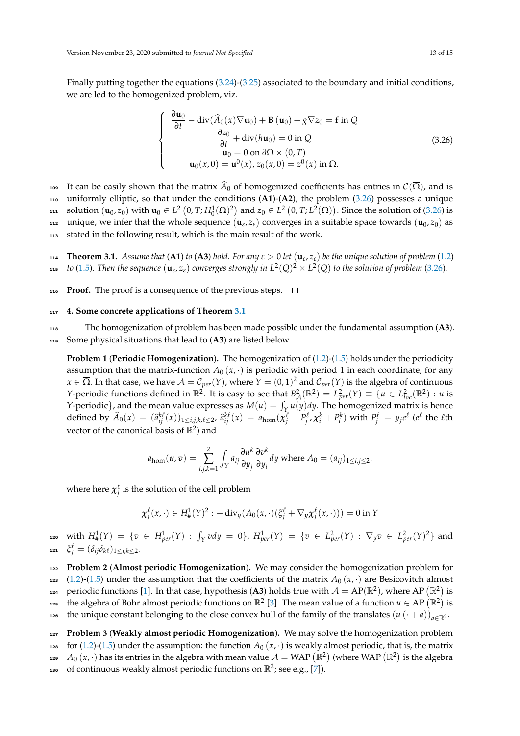Finally putting together the equations (3.24)-(3.25) associated to the boundary and initial conditions, we are led to the homogenized problem, viz.

$$\begin{cases} \dfrac{\partial \mathbf{u}_0}{\partial t} - \operatorname{div}(\widehat{A}_0(x)\nabla \mathbf{u}_0) + \mathbf{B}(\mathbf{u}_0) + g\nabla z_0 = \mathbf{f} \text{ in } Q \\ \dfrac{\partial z_0}{\partial t} + \operatorname{div}(h\mathbf{u}_0) = 0 \text{ in } Q \\ \mathbf{u}_0 = 0 \text{ on } \partial\Omega \times (0,T) \\ \mathbf{u}_0(x,0) = \mathbf{u}^0(x), z_0(x,0) = z^0(x) \text{ in } \Omega. \end{cases} \tag{3.26}$$

It can be easily shown that the matrix $\widehat{A}_0$ of homogenized coefficients has entries in $\mathcal{C}(\overline{\Omega})$, and is uniformly elliptic, so that under the conditions (**A1**)-(**A2**), the problem (3.26) possesses a unique solution $(\mathbf{u}_0, z_0)$ with $\mathbf{u}_0 \in L^2(0,T; H_0^1(\Omega)^2)$ and $z_0 \in L^2(0,T; L^2(\Omega))$. Since the solution of (3.26) is unique, we infer that the whole sequence $(\mathbf{u}_\varepsilon, z_\varepsilon)$ converges in a suitable space towards $(\mathbf{u}_0, z_0)$ as stated in the following result, which is the main result of the work.

**Theorem 3.1.** *Assume that* (**A1**) *to* (**A3**) *hold. For any $\varepsilon > 0$ let $(\mathbf{u}_\varepsilon, z_\varepsilon)$ be the unique solution of problem* (1.2) *to* (1.5)*. Then the sequence $(\mathbf{u}_\varepsilon, z_\varepsilon)$ converges strongly in $L^2(Q)^2 \times L^2(Q)$ to the solution of problem* (3.26)*.*

**Proof.** The proof is a consequence of the previous steps. □

## 4. Some concrete applications of Theorem 3.1

The homogenization of problem has been made possible under the fundamental assumption (**A3**). Some physical situations that lead to (**A3**) are listed below.

**Problem 1** (**Periodic Homogenization**). The homogenization of (1.2)-(1.5) holds under the periodicity assumption that the matrix-function $A_0(x,\cdot)$ is periodic with period 1 in each coordinate, for any $x \in \overline{\Omega}$. In that case, we have $\mathcal{A} = \mathcal{C}_{per}(Y)$, where $Y = (0,1)^2$ and $\mathcal{C}_{per}(Y)$ is the algebra of continuous $Y$-periodic functions defined in $\mathbb{R}^2$. It is easy to see that $B^2_{\mathcal{A}}(\mathbb{R}^2) = L^2_{per}(Y) \equiv \{u \in L^2_{loc}(\mathbb{R}^2) : u$ is $Y$-periodic$\}$, and the mean value expresses as $M(u) = \int_Y u(y)dy$. The homogenized matrix is hence defined by $\widehat{A}_0(x) = (\widehat{a}^{k\ell}_{ij}(x))_{1\le i,j,k,\ell\le 2}$, $\widehat{a}^{k\ell}_{ij}(x) = a_{\text{hom}}(\chi^\ell_j + P^\ell_j, \chi^k_i + P^k_i)$ with $P^\ell_j = y_j e^\ell$ ($e^\ell$ the $\ell$th vector of the canonical basis of $\mathbb{R}^2$) and

$$a_{\text{hom}}(\boldsymbol{u},\boldsymbol{v}) = \sum_{i,j,k=1}^{2} \int_Y a_{ij}\frac{\partial u^k}{\partial y_j}\frac{\partial v^k}{\partial y_i}dy \text{ where } A_0 = (a_{ij})_{1\le i,j\le 2}.$$

where here $\chi^\ell_j$ is the solution of the cell problem

$$\chi^\ell_j(x,\cdot) \in H^1_\#(Y)^2 : -\operatorname{div}_y(A_0(x,\cdot)(\xi^\ell_j + \nabla_y \chi^\ell_j(x,\cdot))) = 0 \text{ in } Y$$

with $H^1_\#(Y) = \{v \in H^1_{per}(Y) : \int_Y v dy = 0\}$, $H^1_{per}(Y) = \{v \in L^2_{per}(Y) : \nabla_y v \in L^2_{per}(Y)^2\}$ and $\xi^\ell_j = (\delta_{ij}\delta_{k\ell})_{1\le i,k\le 2}$.

**Problem 2** (**Almost periodic Homogenization**). We may consider the homogenization problem for (1.2)-(1.5) under the assumption that the coefficients of the matrix $A_0(x,\cdot)$ are Besicovitch almost periodic functions [1]. In that case, hypothesis (**A3**) holds true with $\mathcal{A} = \text{AP}(\mathbb{R}^2)$, where $\text{AP}(\mathbb{R}^2)$ is the algebra of Bohr almost periodic functions on $\mathbb{R}^2$ [3]. The mean value of a function $u \in \text{AP}(\mathbb{R}^2)$ is the unique constant belonging to the close convex hull of the family of the translates $(u(\cdot + a))_{a\in\mathbb{R}^2}$.

**Problem 3** (**Weakly almost periodic Homogenization**). We may solve the homogenization problem for (1.2)-(1.5) under the assumption: the function $A_0(x,\cdot)$ is weakly almost periodic, that is, the matrix $A_0(x,\cdot)$ has its entries in the algebra with mean value $\mathcal{A} = \text{WAP}(\mathbb{R}^2)$ (where $\text{WAP}(\mathbb{R}^2)$ is the algebra of continuous weakly almost periodic functions on $\mathbb{R}^2$; see e.g., [7]).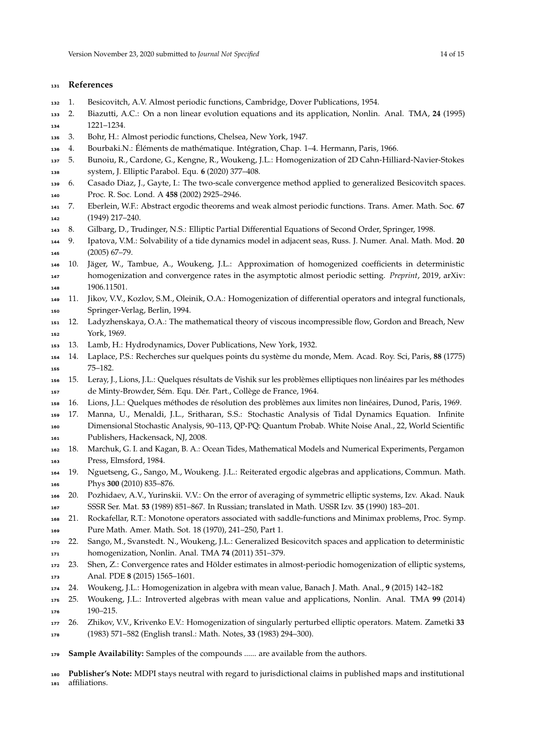## References

1. Besicovitch, A.V. Almost periodic functions, Cambridge, Dover Publications, 1954.
2. Biazutti, A.C.: On a non linear evolution equations and its application, Nonlin. Anal. TMA, **24** (1995) 1221–1234.
3. Bohr, H.: Almost periodic functions, Chelsea, New York, 1947.
4. Bourbaki.N.: Éléments de mathématique. Intégration, Chap. 1–4. Hermann, Paris, 1966.
5. Bunoiu, R., Cardone, G., Kengne, R., Woukeng, J.L.: Homogenization of 2D Cahn-Hilliard-Navier-Stokes system, J. Elliptic Parabol. Equ. **6** (2020) 377–408.
6. Casado Diaz, J., Gayte, I.: The two-scale convergence method applied to generalized Besicovitch spaces. Proc. R. Soc. Lond. A **458** (2002) 2925–2946.
7. Eberlein, W.F.: Abstract ergodic theorems and weak almost periodic functions. Trans. Amer. Math. Soc. **67** (1949) 217–240.
8. Gilbarg, D., Trudinger, N.S.: Elliptic Partial Differential Equations of Second Order, Springer, 1998.
9. Ipatova, V.M.: Solvability of a tide dynamics model in adjacent seas, Russ. J. Numer. Anal. Math. Mod. **20** (2005) 67–79.
10. Jäger, W., Tambue, A., Woukeng, J.L.: Approximation of homogenized coefficients in deterministic homogenization and convergence rates in the asymptotic almost periodic setting. *Preprint*, 2019, arXiv: 1906.11501.
11. Jikov, V.V., Kozlov, S.M., Oleinik, O.A.: Homogenization of differential operators and integral functionals, Springer-Verlag, Berlin, 1994.
12. Ladyzhenskaya, O.A.: The mathematical theory of viscous incompressible flow, Gordon and Breach, New York, 1969.
13. Lamb, H.: Hydrodynamics, Dover Publications, New York, 1932.
14. Laplace, P.S.: Recherches sur quelques points du système du monde, Mem. Acad. Roy. Sci, Paris, **88** (1775) 75–182.
15. Leray, J., Lions, J.L.: Quelques résultats de Vishik sur les problèmes elliptiques non linéaires par les méthodes de Minty-Browder, Sém. Equ. Dér. Part., Collège de France, 1964.
16. Lions, J.L.: Quelques méthodes de résolution des problèmes aux limites non linéaires, Dunod, Paris, 1969.
17. Manna, U., Menaldi, J.L., Sritharan, S.S.: Stochastic Analysis of Tidal Dynamics Equation. Infinite Dimensional Stochastic Analysis, 90–113, QP-PQ: Quantum Probab. White Noise Anal., 22, World Scientific Publishers, Hackensack, NJ, 2008.
18. Marchuk, G. I. and Kagan, B. A.: Ocean Tides, Mathematical Models and Numerical Experiments, Pergamon Press, Elmsford, 1984.
19. Nguetseng, G., Sango, M., Woukeng. J.L.: Reiterated ergodic algebras and applications, Commun. Math. Phys **300** (2010) 835–876.
20. Pozhidaev, A.V., Yurinskii. V.V.: On the error of averaging of symmetric elliptic systems, Izv. Akad. Nauk SSSR Ser. Mat. **53** (1989) 851–867. In Russian; translated in Math. USSR Izv. **35** (1990) 183–201.
21. Rockafellar, R.T.: Monotone operators associated with saddle-functions and Minimax problems, Proc. Symp. Pure Math. Amer. Math. Sot. 18 (1970), 241–250, Part 1.
22. Sango, M., Svanstedt. N., Woukeng, J.L.: Generalized Besicovitch spaces and application to deterministic homogenization, Nonlin. Anal. TMA **74** (2011) 351–379.
23. Shen, Z.: Convergence rates and Hölder estimates in almost-periodic homogenization of elliptic systems, Anal. PDE **8** (2015) 1565–1601.
24. Woukeng, J.L.: Homogenization in algebra with mean value, Banach J. Math. Anal., **9** (2015) 142–182
25. Woukeng, J.L.: Introverted algebras with mean value and applications, Nonlin. Anal. TMA **99** (2014) 190–215.
26. Zhikov, V.V., Krivenko E.V.: Homogenization of singularly perturbed elliptic operators. Matem. Zametki **33** (1983) 571–582 (English transl.: Math. Notes, **33** (1983) 294–300).

**Sample Availability:** Samples of the compounds ...... are available from the authors.

**Publisher's Note:** MDPI stays neutral with regard to jurisdictional claims in published maps and institutional affiliations.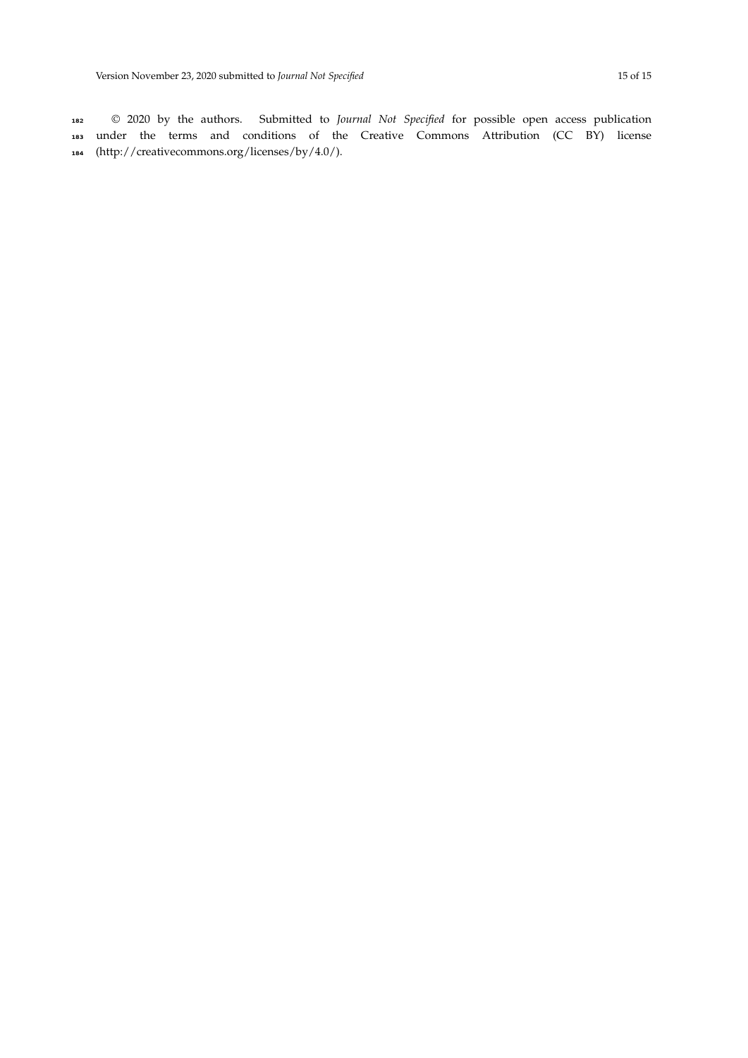© 2020 by the authors. Submitted to *Journal Not Specified* for possible open access publication under the terms and conditions of the Creative Commons Attribution (CC BY) license (http://creativecommons.org/licenses/by/4.0/).